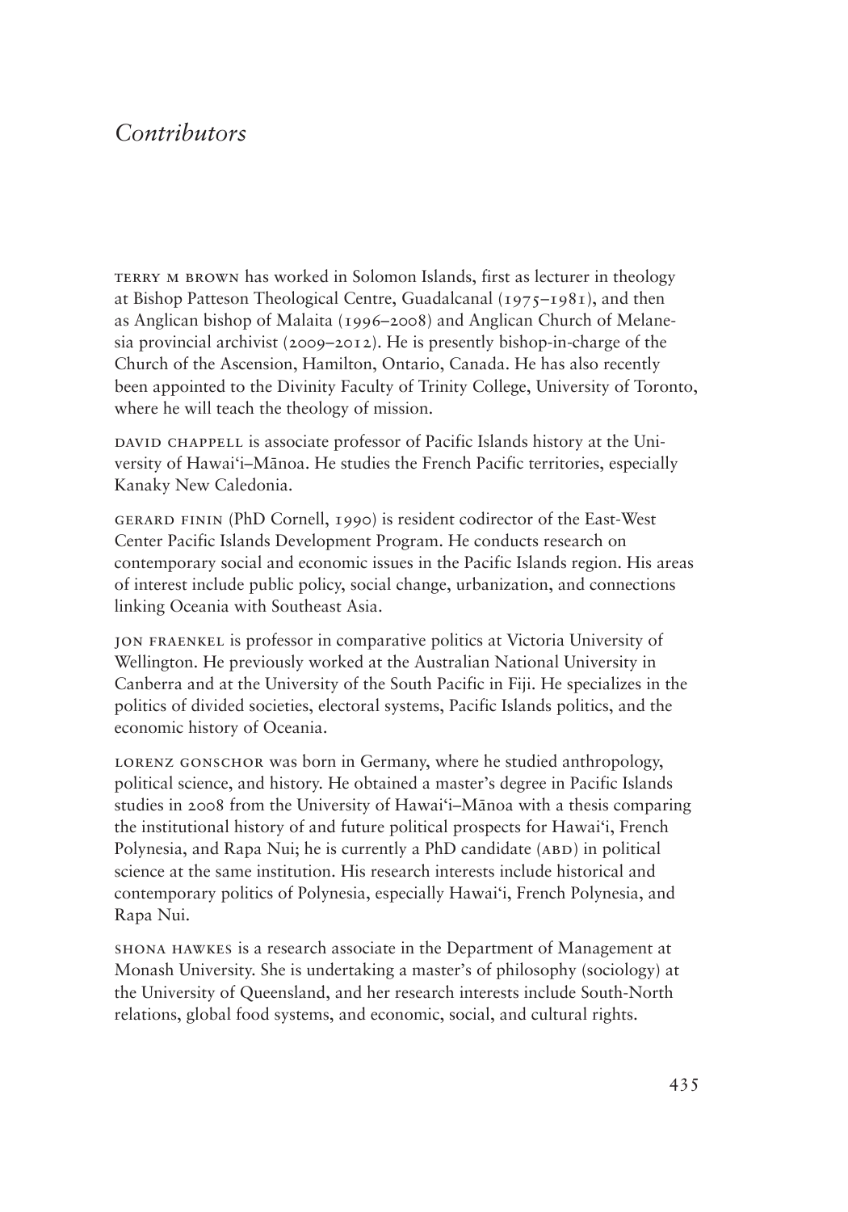# *Contributors*

TERRY M BROWN has worked in Solomon Islands, first as lecturer in theology at Bishop Patteson Theological Centre, Guadalcanal (1975–1981), and then as Anglican bishop of Malaita (1996–2008) and Anglican Church of Melanesia provincial archivist (2009–2012). He is presently bishop-in-charge of the Church of the Ascension, Hamilton, Ontario, Canada. He has also recently been appointed to the Divinity Faculty of Trinity College, University of Toronto, where he will teach the theology of mission.

DAVID CHAPPELL is associate professor of Pacific Islands history at the University of Hawai'i–Mānoa. He studies the French Pacific territories, especially Kanaky New Caledonia.

GERARD FININ (PhD Cornell, 1990) is resident codirector of the East-West Center Pacific Islands Development Program. He conducts research on contemporary social and economic issues in the Pacific Islands region. His areas of interest include public policy, social change, urbanization, and connections linking Oceania with Southeast Asia.

JON FRAENKEL is professor in comparative politics at Victoria University of Wellington. He previously worked at the Australian National University in Canberra and at the University of the South Pacific in Fiji. He specializes in the politics of divided societies, electoral systems, Pacific Islands politics, and the economic history of Oceania.

LORENZ GONSCHOR was born in Germany, where he studied anthropology, political science, and history. He obtained a master's degree in Pacific Islands studies in 2008 from the University of Hawai'i–Mānoa with a thesis comparing the institutional history of and future political prospects for Hawai'i, French Polynesia, and Rapa Nui; he is currently a PhD candidate (ABD) in political science at the same institution. His research interests include historical and contemporary politics of Polynesia, especially Hawai'i, French Polynesia, and Rapa Nui.

SHONA HAWKES is a research associate in the Department of Management at Monash University. She is undertaking a master's of philosophy (sociology) at the University of Queensland, and her research interests include South-North relations, global food systems, and economic, social, and cultural rights.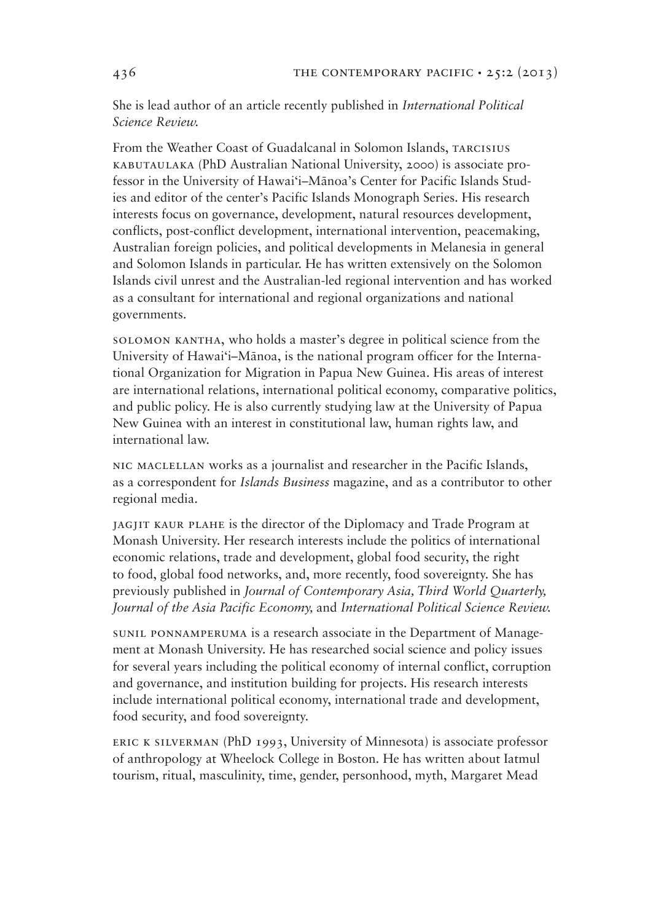She is lead author of an article recently published in *International Political Science Review.*

From the Weather Coast of Guadalcanal in Solomon Islands, TARCISIUS KABUTAULAKA (PhD Australian National University, 2000) is associate professor in the University of Hawai'i–Mānoa's Center for Pacific Islands Studies and editor of the center's Pacific Islands Monograph Series. His research interests focus on governance, development, natural resources development, conflicts, post-conflict development, international intervention, peacemaking, Australian foreign policies, and political developments in Melanesia in general and Solomon Islands in particular. He has written extensively on the Solomon Islands civil unrest and the Australian-led regional intervention and has worked as a consultant for international and regional organizations and national governments.

SOLOMON KANTHA, who holds a master's degree in political science from the University of Hawai'i–Mānoa, is the national program officer for the International Organization for Migration in Papua New Guinea. His areas of interest are international relations, international political economy, comparative politics, and public policy. He is also currently studying law at the University of Papua New Guinea with an interest in constitutional law, human rights law, and international law.

NIC MACLELLAN works as a journalist and researcher in the Pacific Islands, as a correspondent for *Islands Business* magazine, and as a contributor to other regional media.

JAGJIT KAUR PLAHE is the director of the Diplomacy and Trade Program at Monash University. Her research interests include the politics of international economic relations, trade and development, global food security, the right to food, global food networks, and, more recently, food sovereignty. She has previously published in *Journal of Contemporary Asia, Third World Quarterly, Journal of the Asia Pacific Economy,* and *International Political Science Review.*

SUNIL PONNAMPERUMA is a research associate in the Department of Management at Monash University. He has researched social science and policy issues for several years including the political economy of internal conflict, corruption and governance, and institution building for projects. His research interests include international political economy, international trade and development, food security, and food sovereignty.

ERIC K SILVERMAN (PhD 1993, University of Minnesota) is associate professor of anthropology at Wheelock College in Boston. He has written about Iatmul tourism, ritual, masculinity, time, gender, personhood, myth, Margaret Mead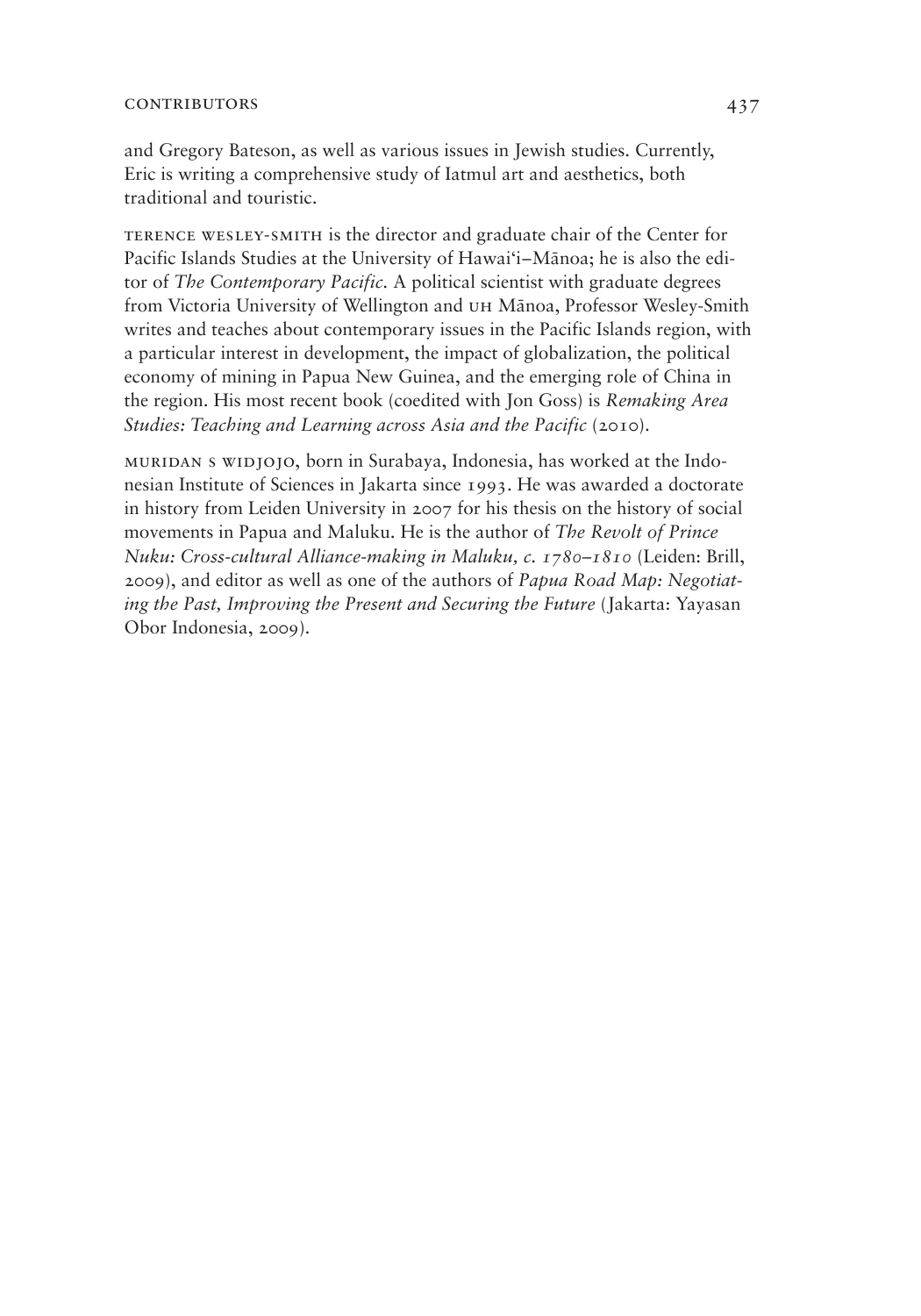and Gregory Bateson, as well as various issues in Jewish studies. Currently, Eric is writing a comprehensive study of Iatmul art and aesthetics, both traditional and touristic.

TERENCE WESLEY-SMITH is the director and graduate chair of the Center for Pacific Islands Studies at the University of Hawai'i–Mānoa; he is also the editor of *The Contemporary Pacific*. A political scientist with graduate degrees from Victoria University of Wellington and UH Mānoa, Professor Wesley-Smith writes and teaches about contemporary issues in the Pacific Islands region, with a particular interest in development, the impact of globalization, the political economy of mining in Papua New Guinea, and the emerging role of China in the region. His most recent book (coedited with Jon Goss) is *Remaking Area Studies: Teaching and Learning across Asia and the Pacific* (2010).

MURIDAN S WIDJOJO, born in Surabaya, Indonesia, has worked at the Indonesian Institute of Sciences in Jakarta since 1993. He was awarded a doctorate in history from Leiden University in 2007 for his thesis on the history of social movements in Papua and Maluku. He is the author of *The Revolt of Prince Nuku: Cross-cultural Alliance-making in Maluku, c. 1780–1810* (Leiden: Brill, 2009), and editor as well as one of the authors of *Papua Road Map: Negotiating the Past, Improving the Present and Securing the Future* (Jakarta: Yayasan Obor Indonesia, 2009).